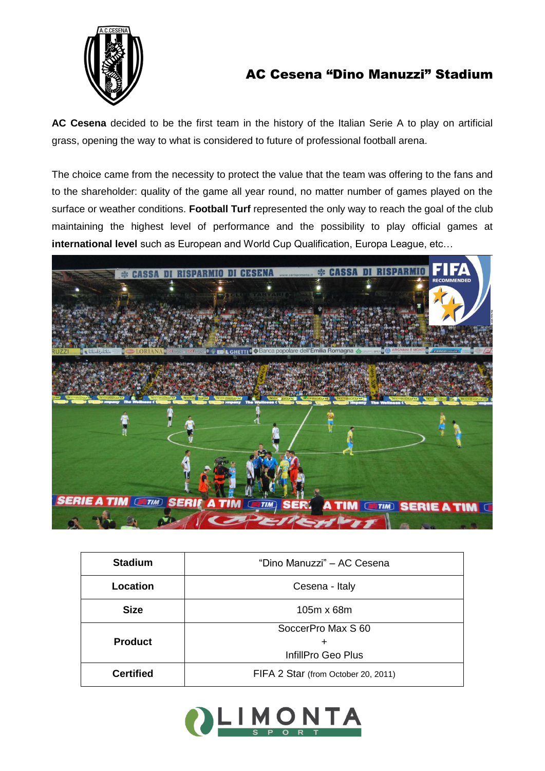# AC Cesena “Dino Manuzzi” Stadium

**AC Cesena** decided to be the first team in the history of the Italian Serie A to play on artificial grass, opening the way to what is considered to future of professional football arena.

The choice came from the necessity to protect the value that the team was offering to the fans and to the shareholder: quality of the game all year round, no matter number of games played on the surface or weather conditions. **Football Turf** represented the only way to reach the goal of the club maintaining the highest level of performance and the possibility to play official games at **international level** such as European and World Cup Qualification, Europa League, etc…

| **Stadium** | “Dino Manuzzi” – AC Cesena |
|---|---|
| **Location** | Cesena - Italy |
| **Size** | 105m x 68m |
| **Product** | SoccerPro Max S 60 + InfillPro Geo Plus |
| **Certified** | FIFA 2 Star (from October 20, 2011) |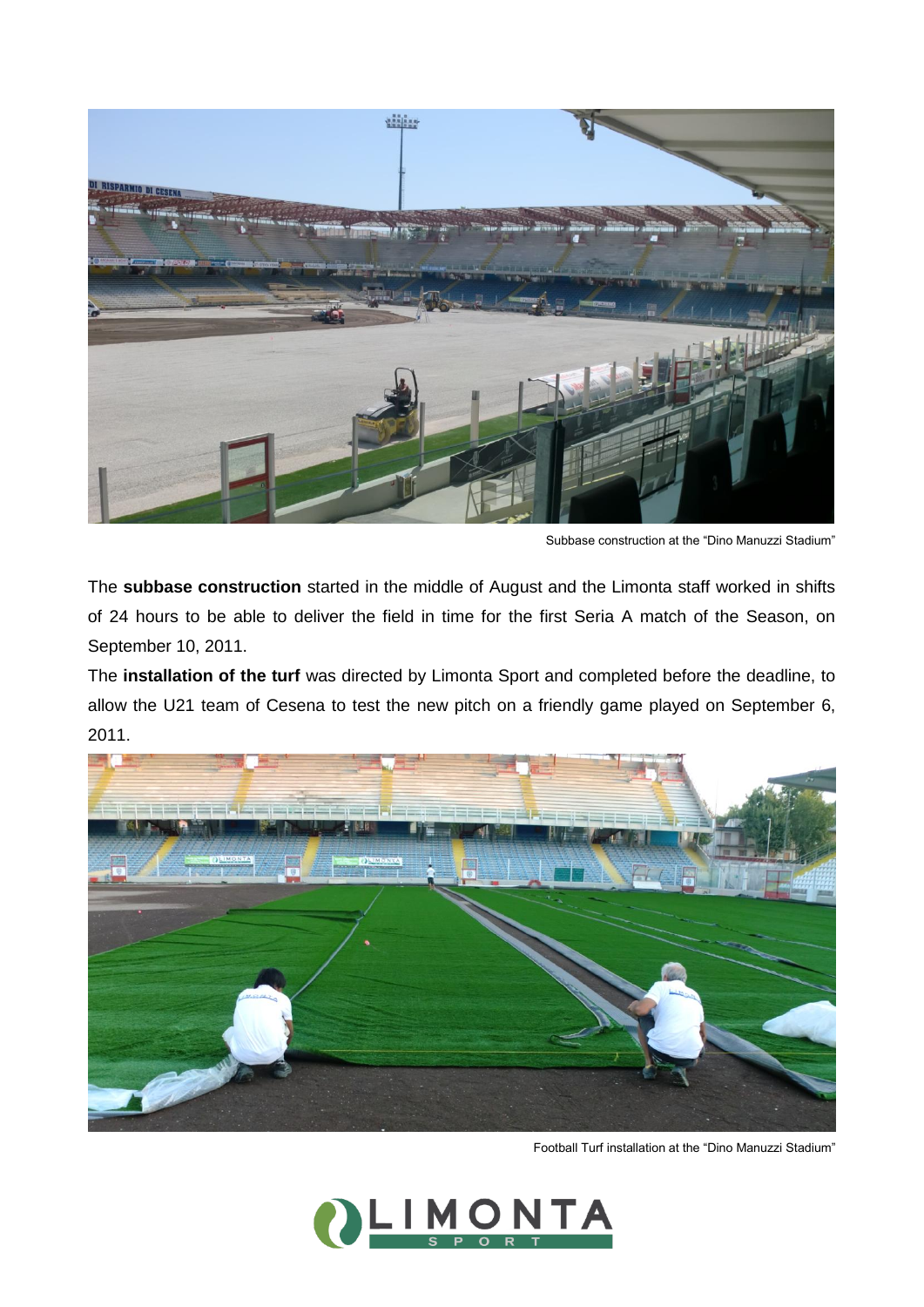Subbase construction at the “Dino Manuzzi Stadium”

The **subbase construction** started in the middle of August and the Limonta staff worked in shifts of 24 hours to be able to deliver the field in time for the first Seria A match of the Season, on September 10, 2011.

The **installation of the turf** was directed by Limonta Sport and completed before the deadline, to allow the U21 team of Cesena to test the new pitch on a friendly game played on September 6, 2011.

Football Turf installation at the “Dino Manuzzi Stadium”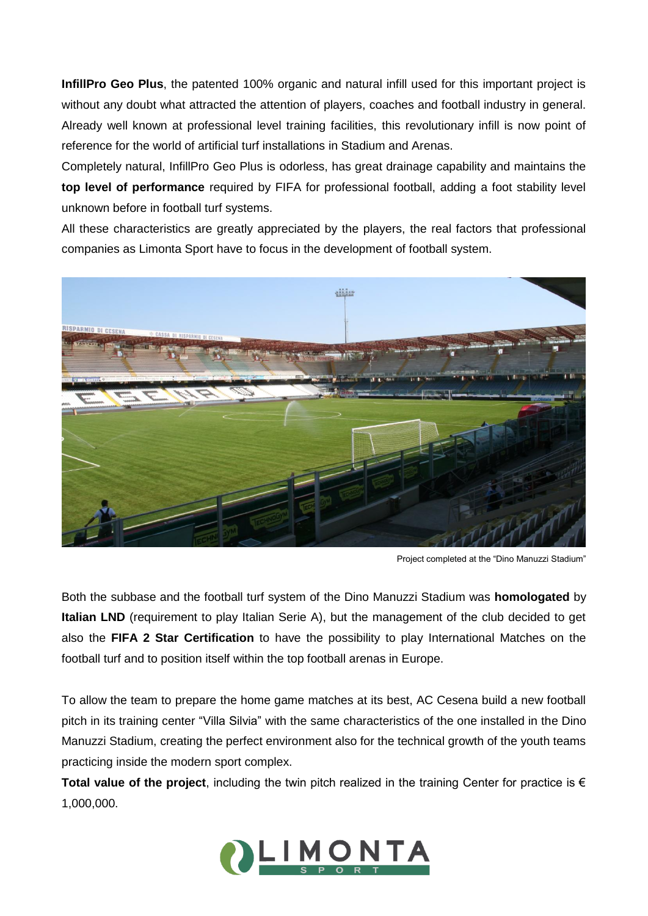**InfillPro Geo Plus**, the patented 100% organic and natural infill used for this important project is without any doubt what attracted the attention of players, coaches and football industry in general. Already well known at professional level training facilities, this revolutionary infill is now point of reference for the world of artificial turf installations in Stadium and Arenas.

Completely natural, InfillPro Geo Plus is odorless, has great drainage capability and maintains the **top level of performance** required by FIFA for professional football, adding a foot stability level unknown before in football turf systems.

All these characteristics are greatly appreciated by the players, the real factors that professional companies as Limonta Sport have to focus in the development of football system.

Project completed at the "Dino Manuzzi Stadium"

Both the subbase and the football turf system of the Dino Manuzzi Stadium was **homologated** by **Italian LND** (requirement to play Italian Serie A), but the management of the club decided to get also the **FIFA 2 Star Certification** to have the possibility to play International Matches on the football turf and to position itself within the top football arenas in Europe.

To allow the team to prepare the home game matches at its best, AC Cesena build a new football pitch in its training center "Villa Silvia" with the same characteristics of the one installed in the Dino Manuzzi Stadium, creating the perfect environment also for the technical growth of the youth teams practicing inside the modern sport complex.

**Total value of the project**, including the twin pitch realized in the training Center for practice is € 1,000,000.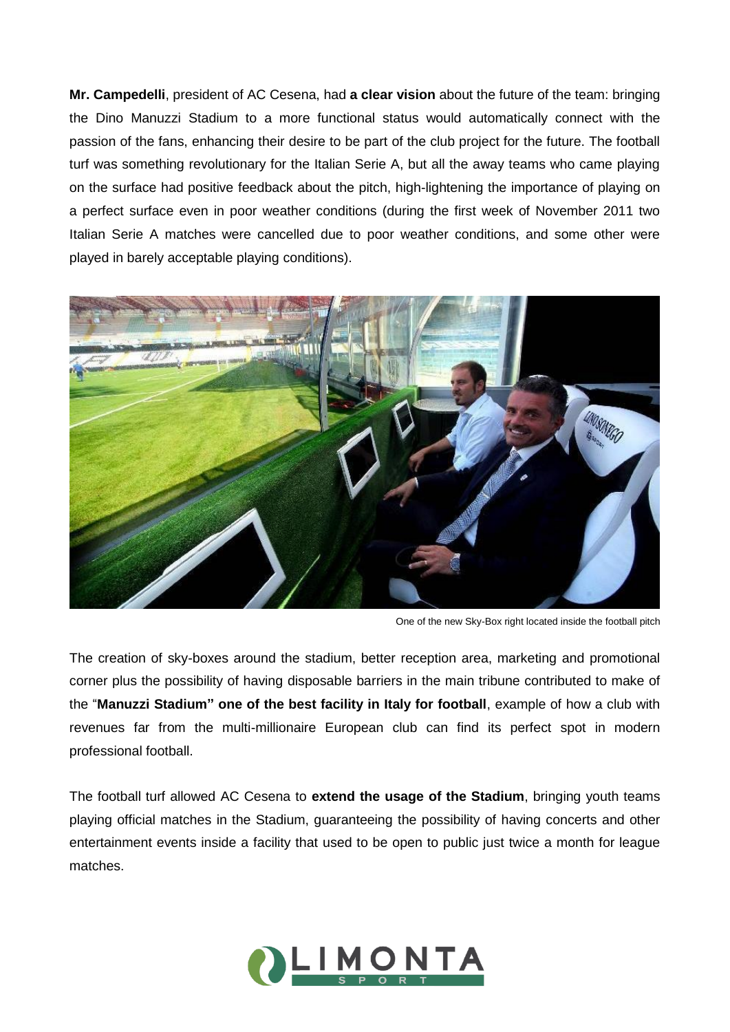**Mr. Campedelli**, president of AC Cesena, had **a clear vision** about the future of the team: bringing the Dino Manuzzi Stadium to a more functional status would automatically connect with the passion of the fans, enhancing their desire to be part of the club project for the future. The football turf was something revolutionary for the Italian Serie A, but all the away teams who came playing on the surface had positive feedback about the pitch, high-lightening the importance of playing on a perfect surface even in poor weather conditions (during the first week of November 2011 two Italian Serie A matches were cancelled due to poor weather conditions, and some other were played in barely acceptable playing conditions).

One of the new Sky-Box right located inside the football pitch

The creation of sky-boxes around the stadium, better reception area, marketing and promotional corner plus the possibility of having disposable barriers in the main tribune contributed to make of the "**Manuzzi Stadium" one of the best facility in Italy for football**, example of how a club with revenues far from the multi-millionaire European club can find its perfect spot in modern professional football.

The football turf allowed AC Cesena to **extend the usage of the Stadium**, bringing youth teams playing official matches in the Stadium, guaranteeing the possibility of having concerts and other entertainment events inside a facility that used to be open to public just twice a month for league matches.